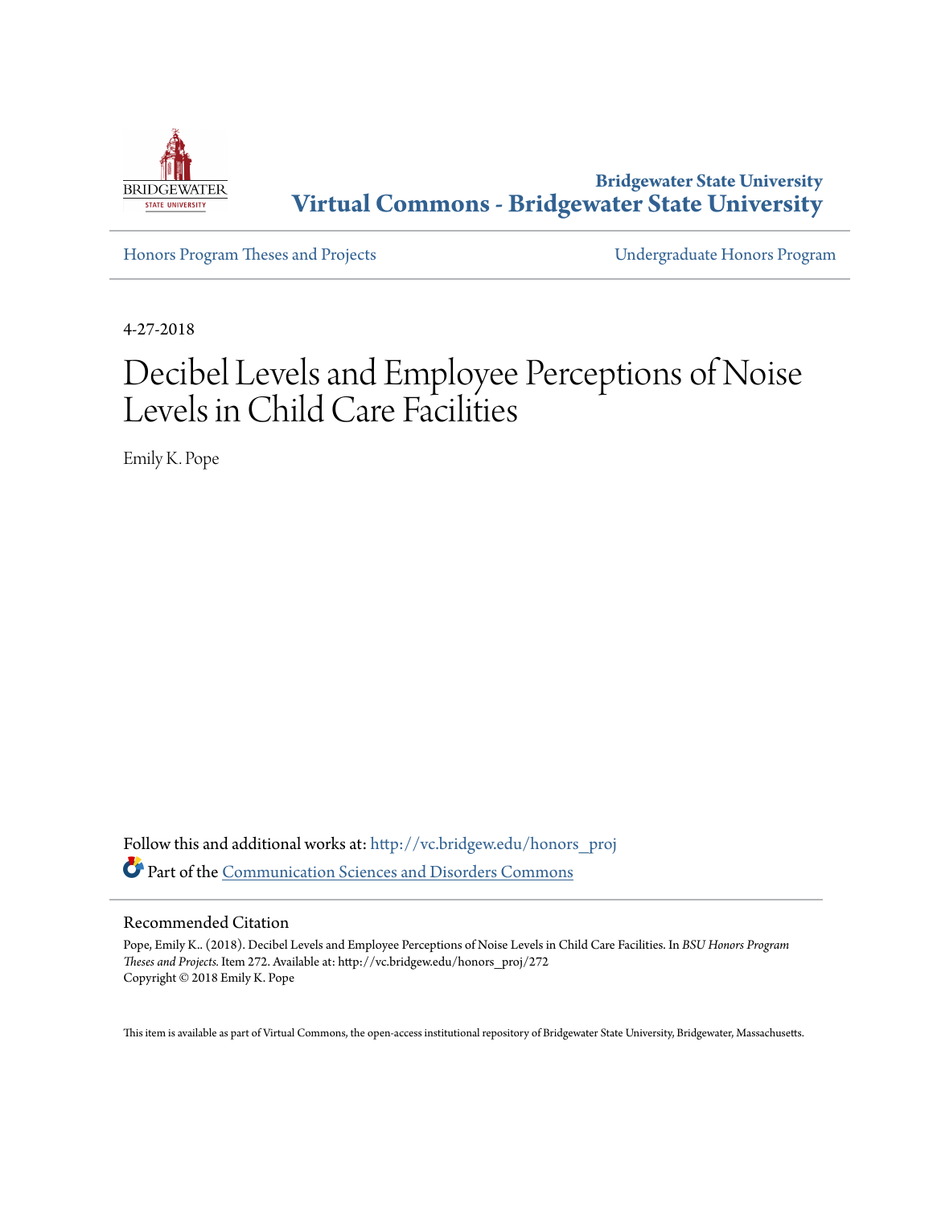Bridgewater State University

**Virtual Commons - Bridgewater State University**

Honors Program Theses and Projects

Undergraduate Honors Program

4-27-2018

# Decibel Levels and Employee Perceptions of Noise Levels in Child Care Facilities

Emily K. Pope

Follow this and additional works at: http://vc.bridgew.edu/honors_proj

Part of the Communication Sciences and Disorders Commons

## Recommended Citation

Pope, Emily K.. (2018). Decibel Levels and Employee Perceptions of Noise Levels in Child Care Facilities. In *BSU Honors Program Theses and Projects.* Item 272. Available at: http://vc.bridgew.edu/honors_proj/272
Copyright © 2018 Emily K. Pope

This item is available as part of Virtual Commons, the open-access institutional repository of Bridgewater State University, Bridgewater, Massachusetts.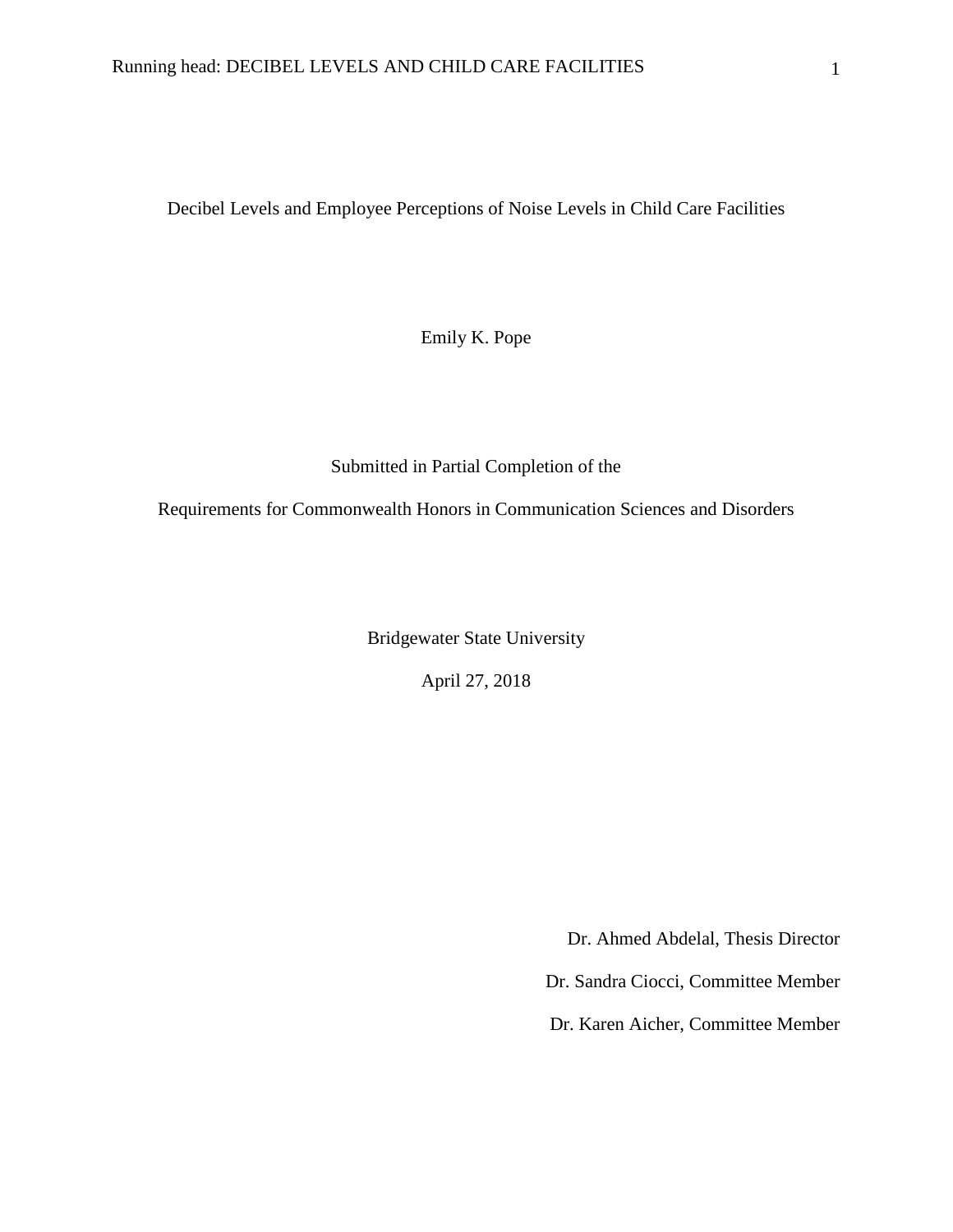Decibel Levels and Employee Perceptions of Noise Levels in Child Care Facilities

Emily K. Pope

Submitted in Partial Completion of the

Requirements for Commonwealth Honors in Communication Sciences and Disorders

Bridgewater State University

April 27, 2018

Dr. Ahmed Abdelal, Thesis Director

Dr. Sandra Ciocci, Committee Member

Dr. Karen Aicher, Committee Member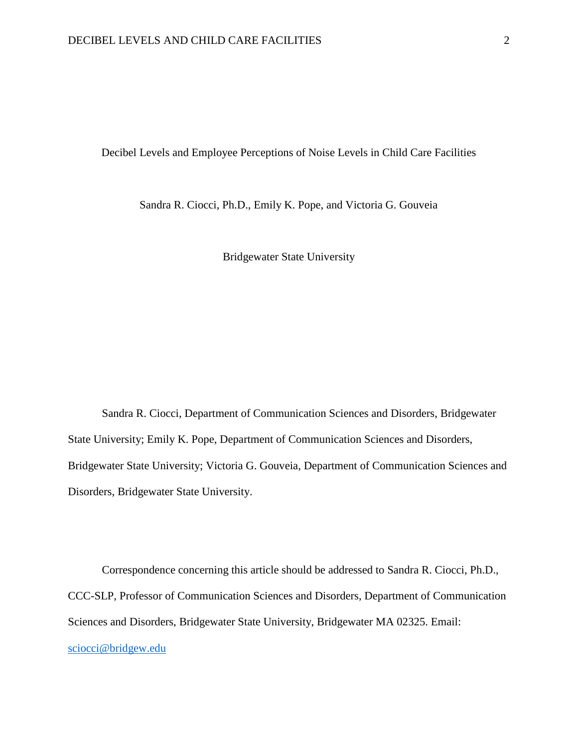Decibel Levels and Employee Perceptions of Noise Levels in Child Care Facilities

Sandra R. Ciocci, Ph.D., Emily K. Pope, and Victoria G. Gouveia

Bridgewater State University

Sandra R. Ciocci, Department of Communication Sciences and Disorders, Bridgewater State University; Emily K. Pope, Department of Communication Sciences and Disorders, Bridgewater State University; Victoria G. Gouveia, Department of Communication Sciences and Disorders, Bridgewater State University.

Correspondence concerning this article should be addressed to Sandra R. Ciocci, Ph.D., CCC-SLP, Professor of Communication Sciences and Disorders, Department of Communication Sciences and Disorders, Bridgewater State University, Bridgewater MA 02325. Email: sciocci@bridgew.edu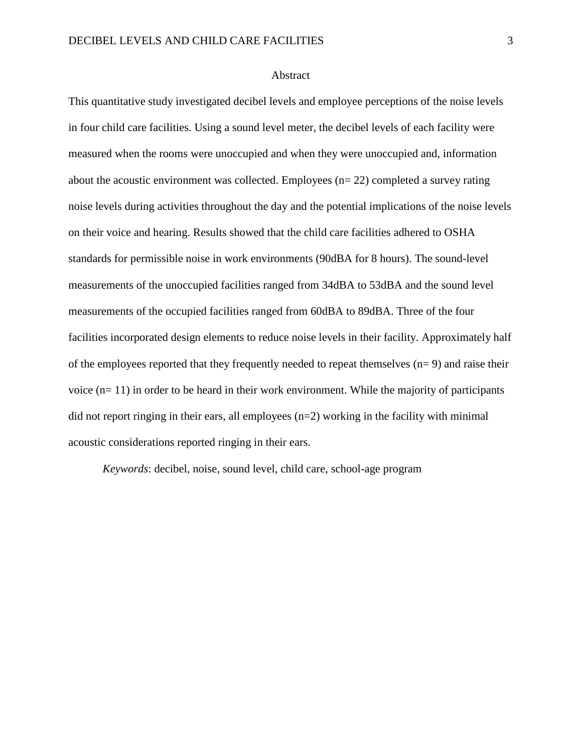# Abstract

This quantitative study investigated decibel levels and employee perceptions of the noise levels in four child care facilities. Using a sound level meter, the decibel levels of each facility were measured when the rooms were unoccupied and when they were unoccupied and, information about the acoustic environment was collected. Employees (n= 22) completed a survey rating noise levels during activities throughout the day and the potential implications of the noise levels on their voice and hearing. Results showed that the child care facilities adhered to OSHA standards for permissible noise in work environments (90dBA for 8 hours). The sound-level measurements of the unoccupied facilities ranged from 34dBA to 53dBA and the sound level measurements of the occupied facilities ranged from 60dBA to 89dBA. Three of the four facilities incorporated design elements to reduce noise levels in their facility. Approximately half of the employees reported that they frequently needed to repeat themselves (n= 9) and raise their voice (n= 11) in order to be heard in their work environment. While the majority of participants did not report ringing in their ears, all employees (n=2) working in the facility with minimal acoustic considerations reported ringing in their ears.

*Keywords*: decibel, noise, sound level, child care, school-age program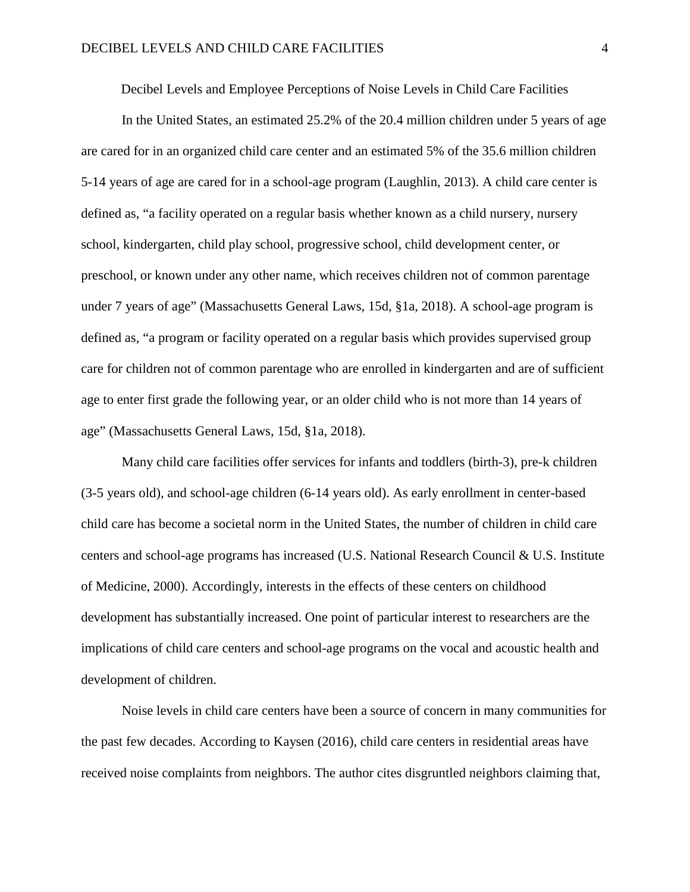# Decibel Levels and Employee Perceptions of Noise Levels in Child Care Facilities

In the United States, an estimated 25.2% of the 20.4 million children under 5 years of age are cared for in an organized child care center and an estimated 5% of the 35.6 million children 5-14 years of age are cared for in a school-age program (Laughlin, 2013). A child care center is defined as, "a facility operated on a regular basis whether known as a child nursery, nursery school, kindergarten, child play school, progressive school, child development center, or preschool, or known under any other name, which receives children not of common parentage under 7 years of age" (Massachusetts General Laws, 15d, §1a, 2018). A school-age program is defined as, "a program or facility operated on a regular basis which provides supervised group care for children not of common parentage who are enrolled in kindergarten and are of sufficient age to enter first grade the following year, or an older child who is not more than 14 years of age" (Massachusetts General Laws, 15d, §1a, 2018).

Many child care facilities offer services for infants and toddlers (birth-3), pre-k children (3-5 years old), and school-age children (6-14 years old). As early enrollment in center-based child care has become a societal norm in the United States, the number of children in child care centers and school-age programs has increased (U.S. National Research Council & U.S. Institute of Medicine, 2000). Accordingly, interests in the effects of these centers on childhood development has substantially increased. One point of particular interest to researchers are the implications of child care centers and school-age programs on the vocal and acoustic health and development of children.

Noise levels in child care centers have been a source of concern in many communities for the past few decades. According to Kaysen (2016), child care centers in residential areas have received noise complaints from neighbors. The author cites disgruntled neighbors claiming that,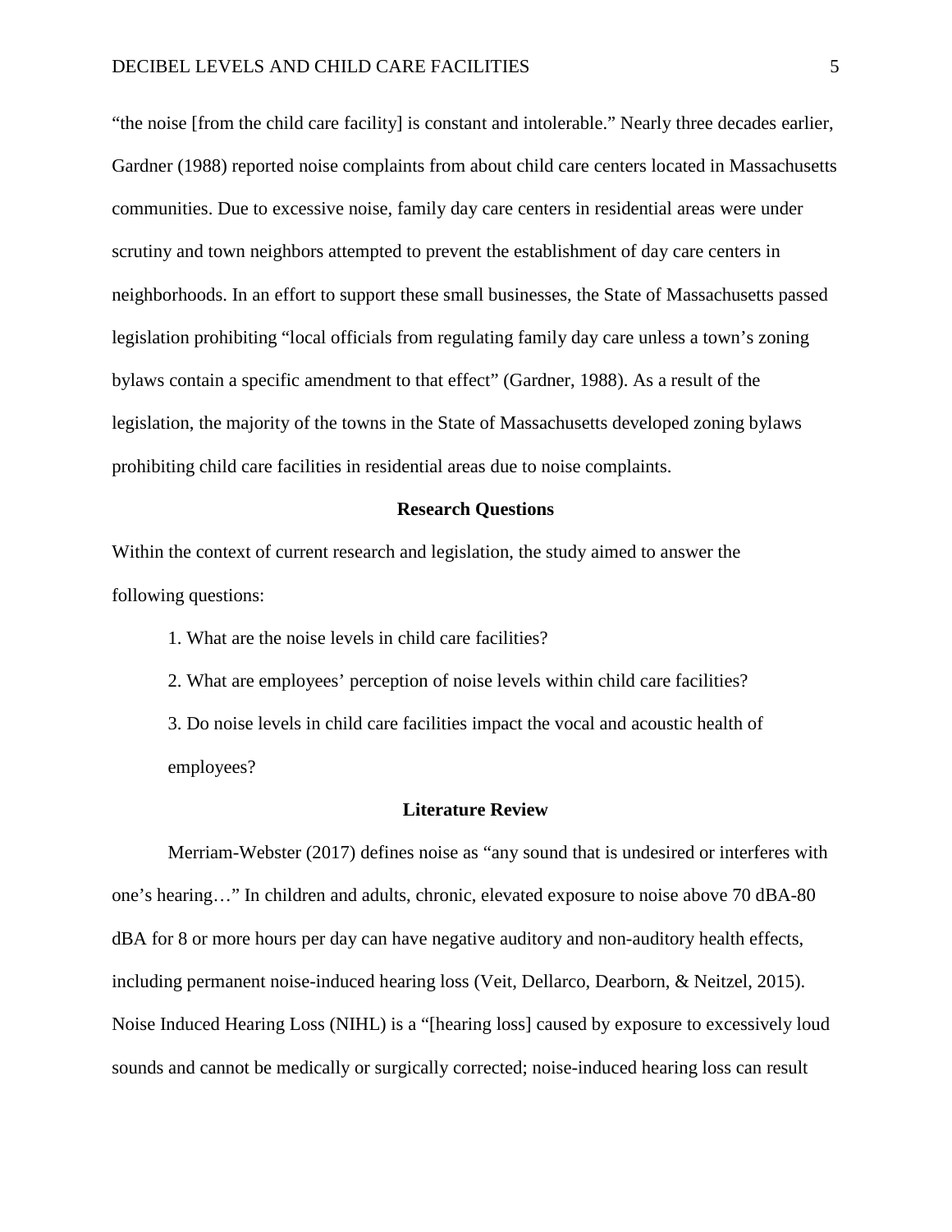"the noise [from the child care facility] is constant and intolerable." Nearly three decades earlier, Gardner (1988) reported noise complaints from about child care centers located in Massachusetts communities. Due to excessive noise, family day care centers in residential areas were under scrutiny and town neighbors attempted to prevent the establishment of day care centers in neighborhoods. In an effort to support these small businesses, the State of Massachusetts passed legislation prohibiting "local officials from regulating family day care unless a town's zoning bylaws contain a specific amendment to that effect" (Gardner, 1988). As a result of the legislation, the majority of the towns in the State of Massachusetts developed zoning bylaws prohibiting child care facilities in residential areas due to noise complaints.

## Research Questions

Within the context of current research and legislation, the study aimed to answer the following questions:

1. What are the noise levels in child care facilities?
2. What are employees' perception of noise levels within child care facilities?
3. Do noise levels in child care facilities impact the vocal and acoustic health of employees?

## Literature Review

Merriam-Webster (2017) defines noise as "any sound that is undesired or interferes with one's hearing…" In children and adults, chronic, elevated exposure to noise above 70 dBA-80 dBA for 8 or more hours per day can have negative auditory and non-auditory health effects, including permanent noise-induced hearing loss (Veit, Dellarco, Dearborn, & Neitzel, 2015). Noise Induced Hearing Loss (NIHL) is a "[hearing loss] caused by exposure to excessively loud sounds and cannot be medically or surgically corrected; noise-induced hearing loss can result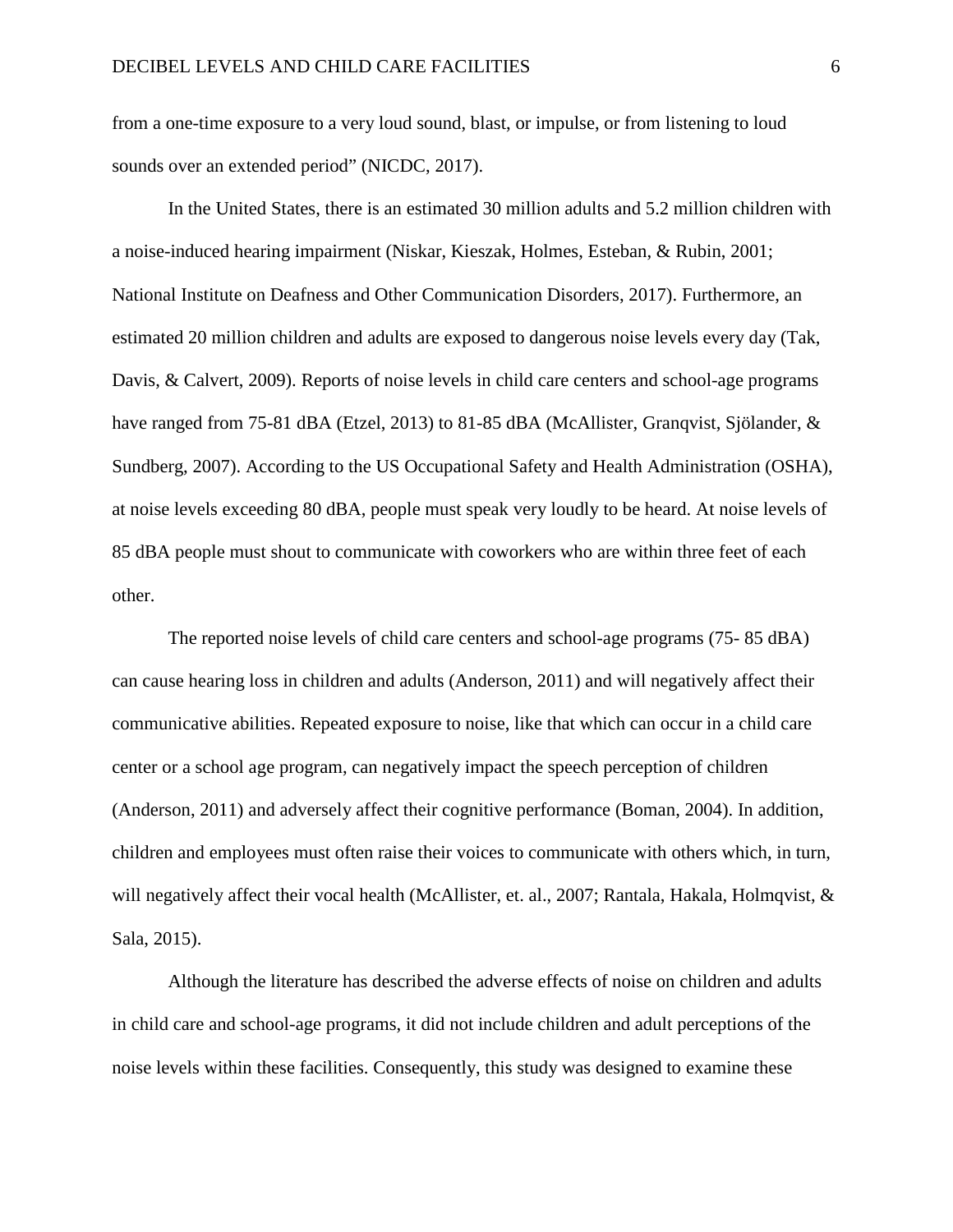from a one-time exposure to a very loud sound, blast, or impulse, or from listening to loud sounds over an extended period" (NICDC, 2017).

In the United States, there is an estimated 30 million adults and 5.2 million children with a noise-induced hearing impairment (Niskar, Kieszak, Holmes, Esteban, & Rubin, 2001; National Institute on Deafness and Other Communication Disorders, 2017). Furthermore, an estimated 20 million children and adults are exposed to dangerous noise levels every day (Tak, Davis, & Calvert, 2009). Reports of noise levels in child care centers and school-age programs have ranged from 75-81 dBA (Etzel, 2013) to 81-85 dBA (McAllister, Granqvist, Sjölander, & Sundberg, 2007). According to the US Occupational Safety and Health Administration (OSHA), at noise levels exceeding 80 dBA, people must speak very loudly to be heard. At noise levels of 85 dBA people must shout to communicate with coworkers who are within three feet of each other.

The reported noise levels of child care centers and school-age programs (75- 85 dBA) can cause hearing loss in children and adults (Anderson, 2011) and will negatively affect their communicative abilities. Repeated exposure to noise, like that which can occur in a child care center or a school age program, can negatively impact the speech perception of children (Anderson, 2011) and adversely affect their cognitive performance (Boman, 2004). In addition, children and employees must often raise their voices to communicate with others which, in turn, will negatively affect their vocal health (McAllister, et. al., 2007; Rantala, Hakala, Holmqvist, & Sala, 2015).

Although the literature has described the adverse effects of noise on children and adults in child care and school-age programs, it did not include children and adult perceptions of the noise levels within these facilities. Consequently, this study was designed to examine these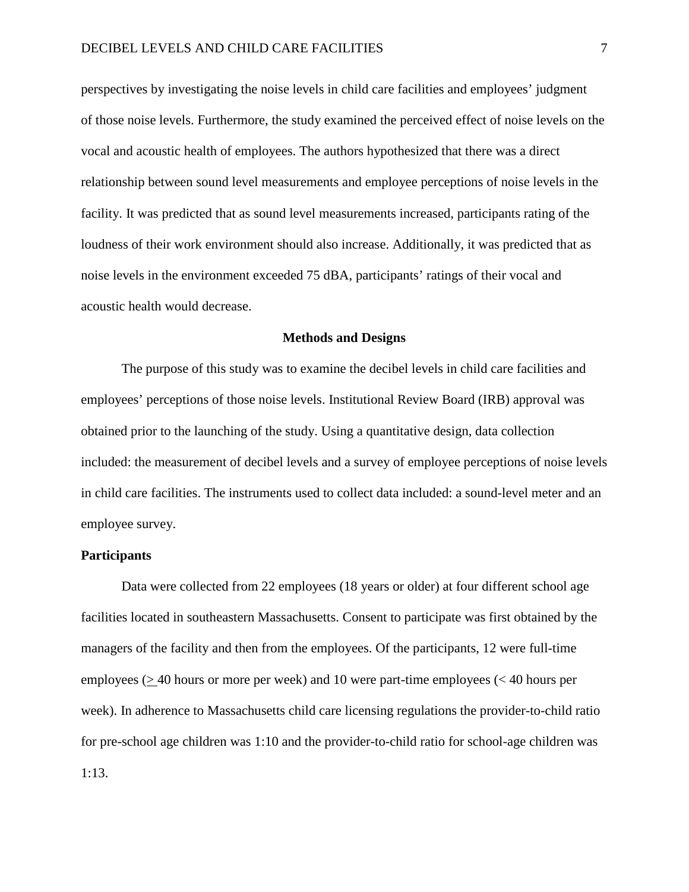perspectives by investigating the noise levels in child care facilities and employees' judgment of those noise levels. Furthermore, the study examined the perceived effect of noise levels on the vocal and acoustic health of employees. The authors hypothesized that there was a direct relationship between sound level measurements and employee perceptions of noise levels in the facility. It was predicted that as sound level measurements increased, participants rating of the loudness of their work environment should also increase. Additionally, it was predicted that as noise levels in the environment exceeded 75 dBA, participants' ratings of their vocal and acoustic health would decrease.

## Methods and Designs

The purpose of this study was to examine the decibel levels in child care facilities and employees' perceptions of those noise levels. Institutional Review Board (IRB) approval was obtained prior to the launching of the study. Using a quantitative design, data collection included: the measurement of decibel levels and a survey of employee perceptions of noise levels in child care facilities. The instruments used to collect data included: a sound-level meter and an employee survey.

### Participants

Data were collected from 22 employees (18 years or older) at four different school age facilities located in southeastern Massachusetts. Consent to participate was first obtained by the managers of the facility and then from the employees. Of the participants, 12 were full-time employees ($\geq$ 40 hours or more per week) and 10 were part-time employees (< 40 hours per week). In adherence to Massachusetts child care licensing regulations the provider-to-child ratio for pre-school age children was 1:10 and the provider-to-child ratio for school-age children was 1:13.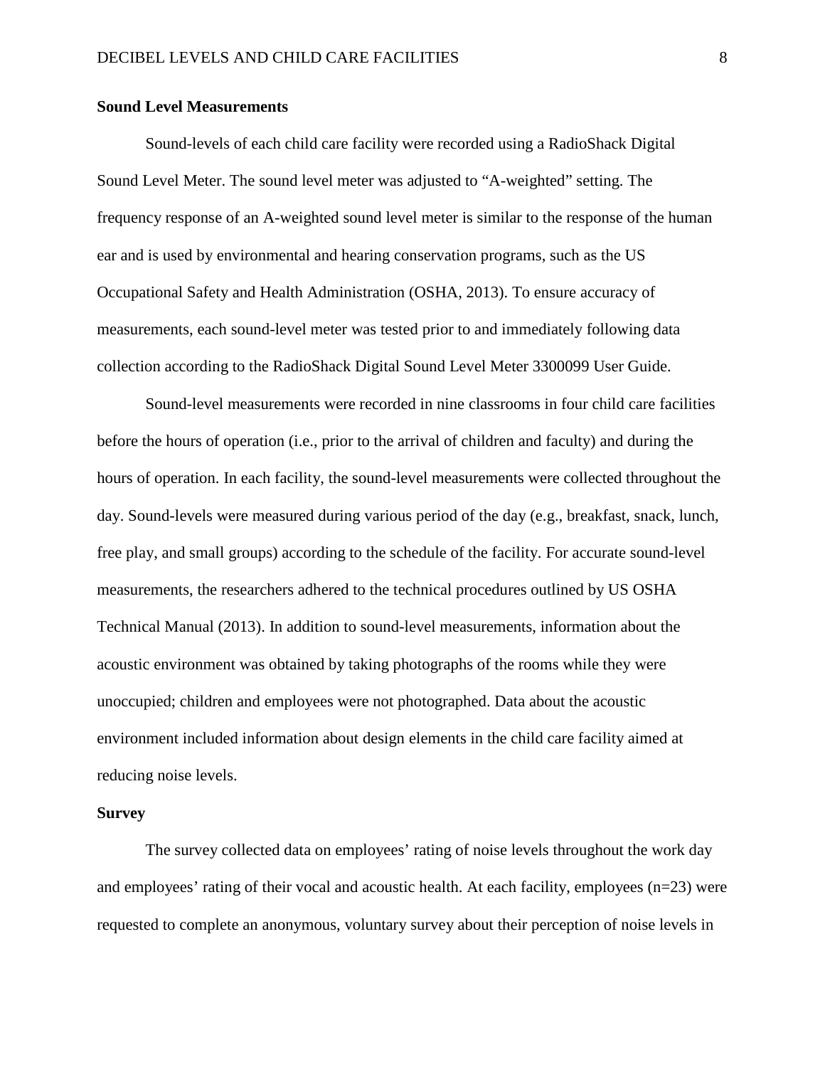**Sound Level Measurements**

Sound-levels of each child care facility were recorded using a RadioShack Digital Sound Level Meter. The sound level meter was adjusted to "A-weighted" setting. The frequency response of an A-weighted sound level meter is similar to the response of the human ear and is used by environmental and hearing conservation programs, such as the US Occupational Safety and Health Administration (OSHA, 2013). To ensure accuracy of measurements, each sound-level meter was tested prior to and immediately following data collection according to the RadioShack Digital Sound Level Meter 3300099 User Guide.

Sound-level measurements were recorded in nine classrooms in four child care facilities before the hours of operation (i.e., prior to the arrival of children and faculty) and during the hours of operation. In each facility, the sound-level measurements were collected throughout the day. Sound-levels were measured during various period of the day (e.g., breakfast, snack, lunch, free play, and small groups) according to the schedule of the facility. For accurate sound-level measurements, the researchers adhered to the technical procedures outlined by US OSHA Technical Manual (2013). In addition to sound-level measurements, information about the acoustic environment was obtained by taking photographs of the rooms while they were unoccupied; children and employees were not photographed. Data about the acoustic environment included information about design elements in the child care facility aimed at reducing noise levels.

**Survey**

The survey collected data on employees' rating of noise levels throughout the work day and employees' rating of their vocal and acoustic health. At each facility, employees (n=23) were requested to complete an anonymous, voluntary survey about their perception of noise levels in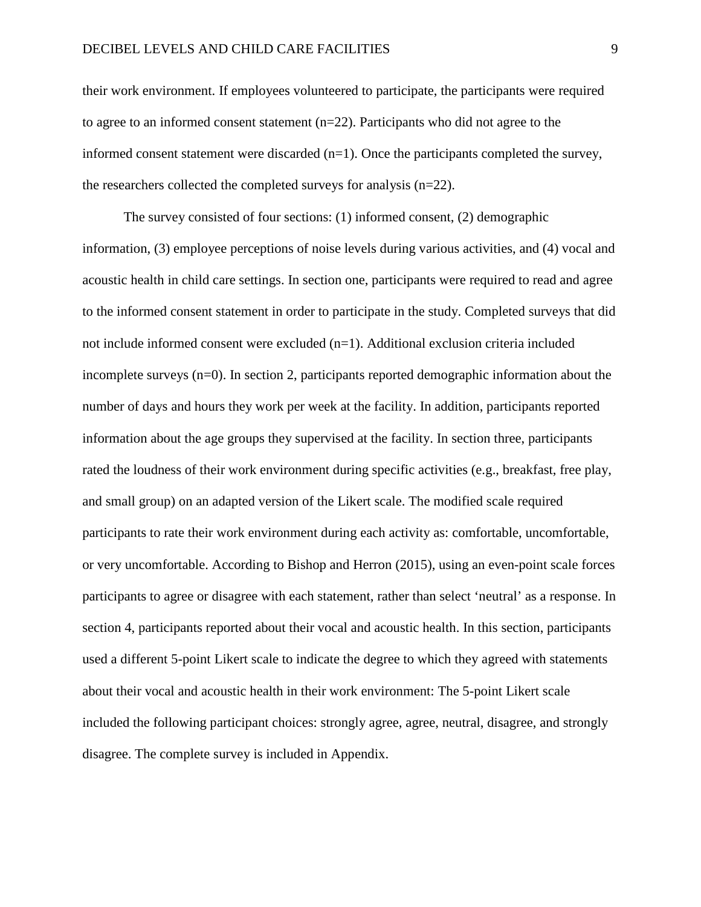their work environment. If employees volunteered to participate, the participants were required to agree to an informed consent statement (n=22). Participants who did not agree to the informed consent statement were discarded (n=1). Once the participants completed the survey, the researchers collected the completed surveys for analysis (n=22).

The survey consisted of four sections: (1) informed consent, (2) demographic information, (3) employee perceptions of noise levels during various activities, and (4) vocal and acoustic health in child care settings. In section one, participants were required to read and agree to the informed consent statement in order to participate in the study. Completed surveys that did not include informed consent were excluded (n=1). Additional exclusion criteria included incomplete surveys (n=0). In section 2, participants reported demographic information about the number of days and hours they work per week at the facility. In addition, participants reported information about the age groups they supervised at the facility. In section three, participants rated the loudness of their work environment during specific activities (e.g., breakfast, free play, and small group) on an adapted version of the Likert scale. The modified scale required participants to rate their work environment during each activity as: comfortable, uncomfortable, or very uncomfortable. According to Bishop and Herron (2015), using an even-point scale forces participants to agree or disagree with each statement, rather than select 'neutral' as a response. In section 4, participants reported about their vocal and acoustic health. In this section, participants used a different 5-point Likert scale to indicate the degree to which they agreed with statements about their vocal and acoustic health in their work environment: The 5-point Likert scale included the following participant choices: strongly agree, agree, neutral, disagree, and strongly disagree. The complete survey is included in Appendix.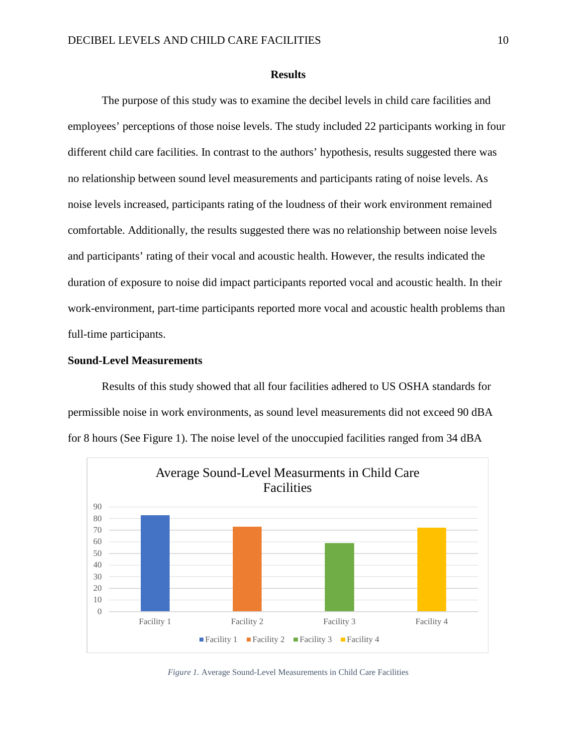## Results

The purpose of this study was to examine the decibel levels in child care facilities and employees' perceptions of those noise levels. The study included 22 participants working in four different child care facilities. In contrast to the authors' hypothesis, results suggested there was no relationship between sound level measurements and participants rating of noise levels. As noise levels increased, participants rating of the loudness of their work environment remained comfortable. Additionally, the results suggested there was no relationship between noise levels and participants' rating of their vocal and acoustic health. However, the results indicated the duration of exposure to noise did impact participants reported vocal and acoustic health. In their work-environment, part-time participants reported more vocal and acoustic health problems than full-time participants.

### Sound-Level Measurements

Results of this study showed that all four facilities adhered to US OSHA standards for permissible noise in work environments, as sound level measurements did not exceed 90 dBA for 8 hours (See Figure 1). The noise level of the unoccupied facilities ranged from 34 dBA

*Figure 1.* Average Sound-Level Measurements in Child Care Facilities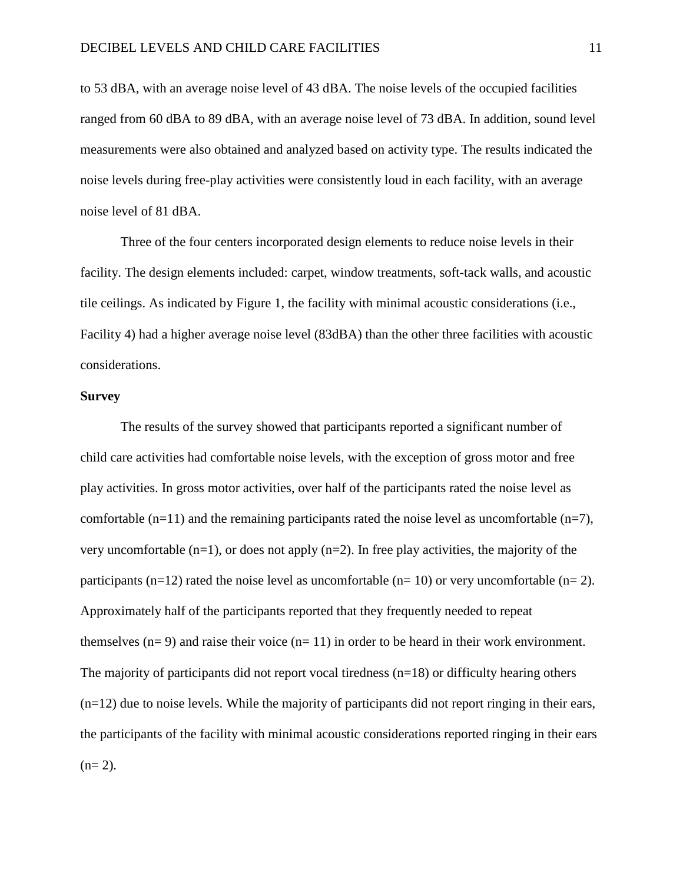to 53 dBA, with an average noise level of 43 dBA. The noise levels of the occupied facilities ranged from 60 dBA to 89 dBA, with an average noise level of 73 dBA. In addition, sound level measurements were also obtained and analyzed based on activity type. The results indicated the noise levels during free-play activities were consistently loud in each facility, with an average noise level of 81 dBA.

Three of the four centers incorporated design elements to reduce noise levels in their facility. The design elements included: carpet, window treatments, soft-tack walls, and acoustic tile ceilings. As indicated by Figure 1, the facility with minimal acoustic considerations (i.e., Facility 4) had a higher average noise level (83dBA) than the other three facilities with acoustic considerations.

**Survey**

The results of the survey showed that participants reported a significant number of child care activities had comfortable noise levels, with the exception of gross motor and free play activities. In gross motor activities, over half of the participants rated the noise level as comfortable (n=11) and the remaining participants rated the noise level as uncomfortable (n=7), very uncomfortable (n=1), or does not apply (n=2). In free play activities, the majority of the participants (n=12) rated the noise level as uncomfortable (n= 10) or very uncomfortable (n= 2). Approximately half of the participants reported that they frequently needed to repeat themselves (n= 9) and raise their voice (n= 11) in order to be heard in their work environment. The majority of participants did not report vocal tiredness (n=18) or difficulty hearing others (n=12) due to noise levels. While the majority of participants did not report ringing in their ears, the participants of the facility with minimal acoustic considerations reported ringing in their ears (n= 2).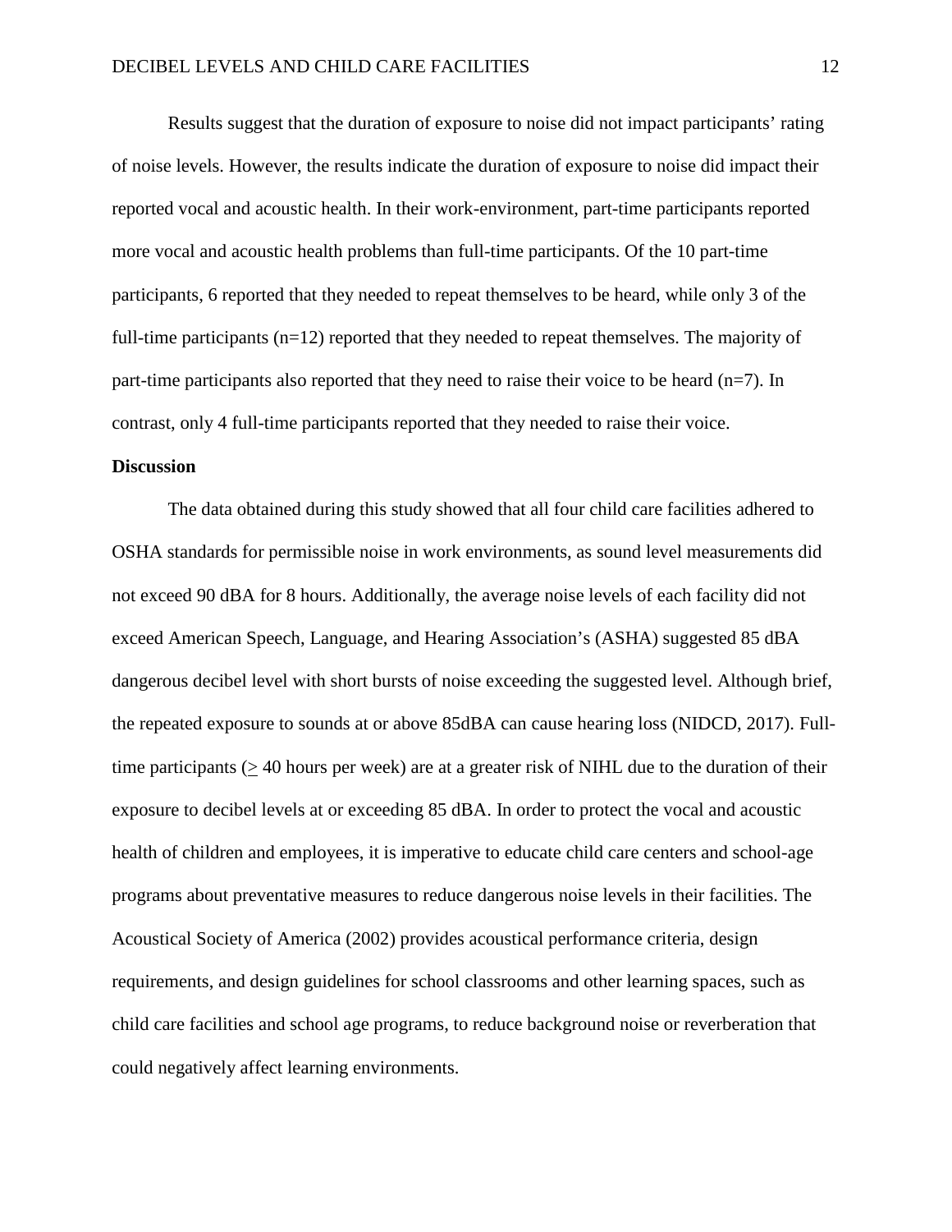Results suggest that the duration of exposure to noise did not impact participants' rating of noise levels. However, the results indicate the duration of exposure to noise did impact their reported vocal and acoustic health. In their work-environment, part-time participants reported more vocal and acoustic health problems than full-time participants. Of the 10 part-time participants, 6 reported that they needed to repeat themselves to be heard, while only 3 of the full-time participants (n=12) reported that they needed to repeat themselves. The majority of part-time participants also reported that they need to raise their voice to be heard (n=7). In contrast, only 4 full-time participants reported that they needed to raise their voice.

## Discussion

The data obtained during this study showed that all four child care facilities adhered to OSHA standards for permissible noise in work environments, as sound level measurements did not exceed 90 dBA for 8 hours. Additionally, the average noise levels of each facility did not exceed American Speech, Language, and Hearing Association's (ASHA) suggested 85 dBA dangerous decibel level with short bursts of noise exceeding the suggested level. Although brief, the repeated exposure to sounds at or above 85dBA can cause hearing loss (NIDCD, 2017). Full-time participants ($\geq$ 40 hours per week) are at a greater risk of NIHL due to the duration of their exposure to decibel levels at or exceeding 85 dBA. In order to protect the vocal and acoustic health of children and employees, it is imperative to educate child care centers and school-age programs about preventative measures to reduce dangerous noise levels in their facilities. The Acoustical Society of America (2002) provides acoustical performance criteria, design requirements, and design guidelines for school classrooms and other learning spaces, such as child care facilities and school age programs, to reduce background noise or reverberation that could negatively affect learning environments.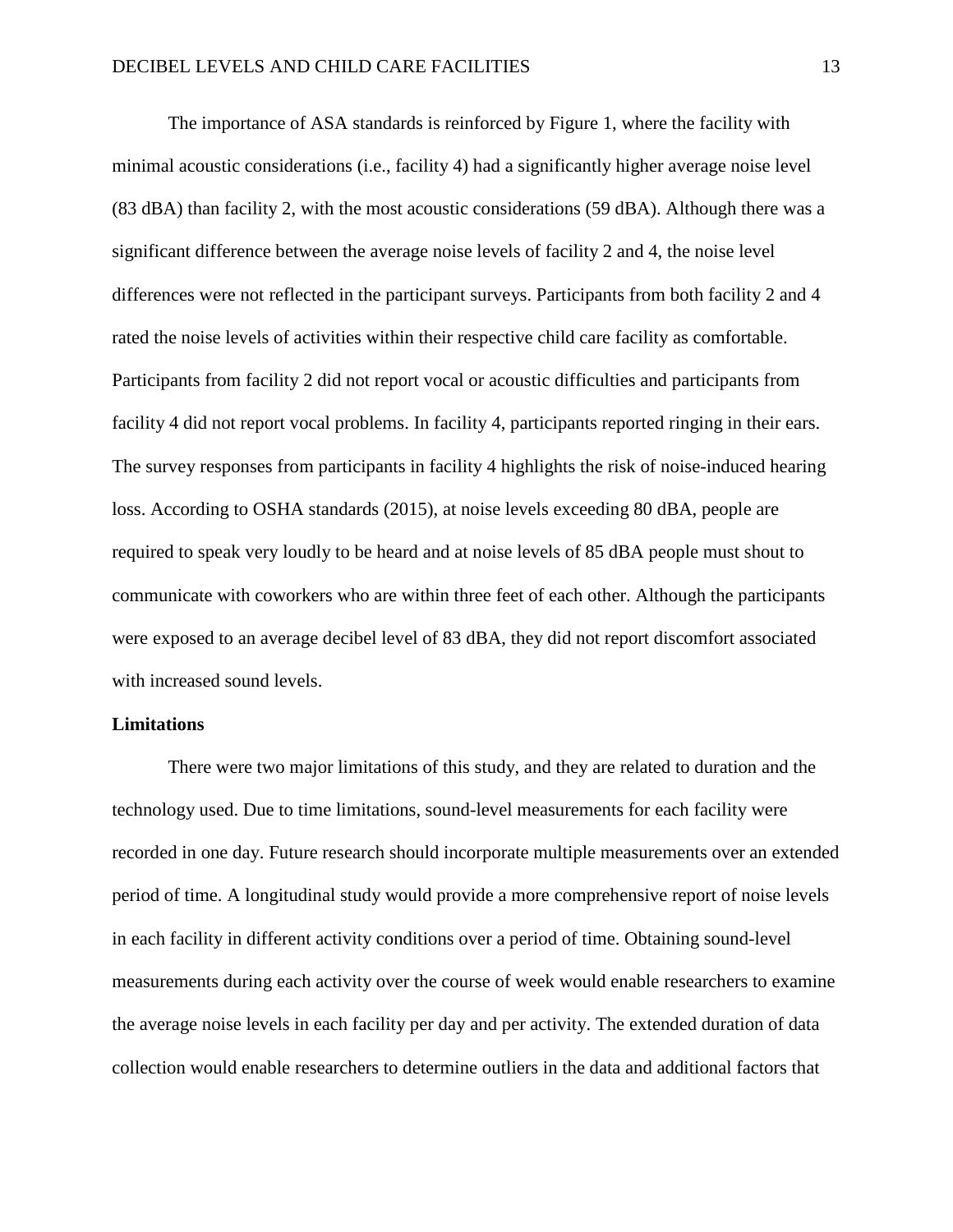The importance of ASA standards is reinforced by Figure 1, where the facility with minimal acoustic considerations (i.e., facility 4) had a significantly higher average noise level (83 dBA) than facility 2, with the most acoustic considerations (59 dBA). Although there was a significant difference between the average noise levels of facility 2 and 4, the noise level differences were not reflected in the participant surveys. Participants from both facility 2 and 4 rated the noise levels of activities within their respective child care facility as comfortable. Participants from facility 2 did not report vocal or acoustic difficulties and participants from facility 4 did not report vocal problems. In facility 4, participants reported ringing in their ears. The survey responses from participants in facility 4 highlights the risk of noise-induced hearing loss. According to OSHA standards (2015), at noise levels exceeding 80 dBA, people are required to speak very loudly to be heard and at noise levels of 85 dBA people must shout to communicate with coworkers who are within three feet of each other. Although the participants were exposed to an average decibel level of 83 dBA, they did not report discomfort associated with increased sound levels.

**Limitations**

There were two major limitations of this study, and they are related to duration and the technology used. Due to time limitations, sound-level measurements for each facility were recorded in one day. Future research should incorporate multiple measurements over an extended period of time. A longitudinal study would provide a more comprehensive report of noise levels in each facility in different activity conditions over a period of time. Obtaining sound-level measurements during each activity over the course of week would enable researchers to examine the average noise levels in each facility per day and per activity. The extended duration of data collection would enable researchers to determine outliers in the data and additional factors that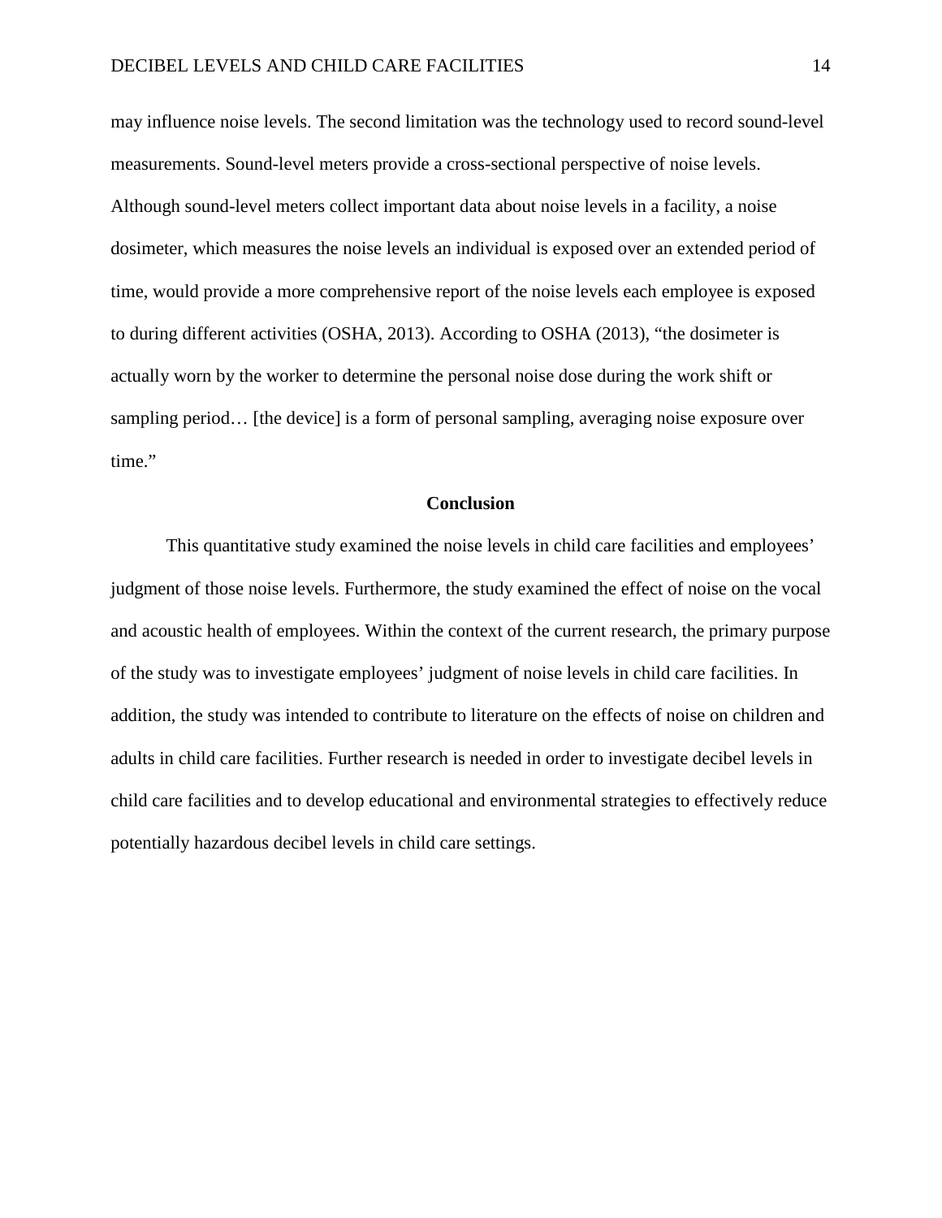may influence noise levels. The second limitation was the technology used to record sound-level measurements. Sound-level meters provide a cross-sectional perspective of noise levels. Although sound-level meters collect important data about noise levels in a facility, a noise dosimeter, which measures the noise levels an individual is exposed over an extended period of time, would provide a more comprehensive report of the noise levels each employee is exposed to during different activities (OSHA, 2013). According to OSHA (2013), “the dosimeter is actually worn by the worker to determine the personal noise dose during the work shift or sampling period… [the device] is a form of personal sampling, averaging noise exposure over time.”

## Conclusion

This quantitative study examined the noise levels in child care facilities and employees’ judgment of those noise levels. Furthermore, the study examined the effect of noise on the vocal and acoustic health of employees. Within the context of the current research, the primary purpose of the study was to investigate employees’ judgment of noise levels in child care facilities. In addition, the study was intended to contribute to literature on the effects of noise on children and adults in child care facilities. Further research is needed in order to investigate decibel levels in child care facilities and to develop educational and environmental strategies to effectively reduce potentially hazardous decibel levels in child care settings.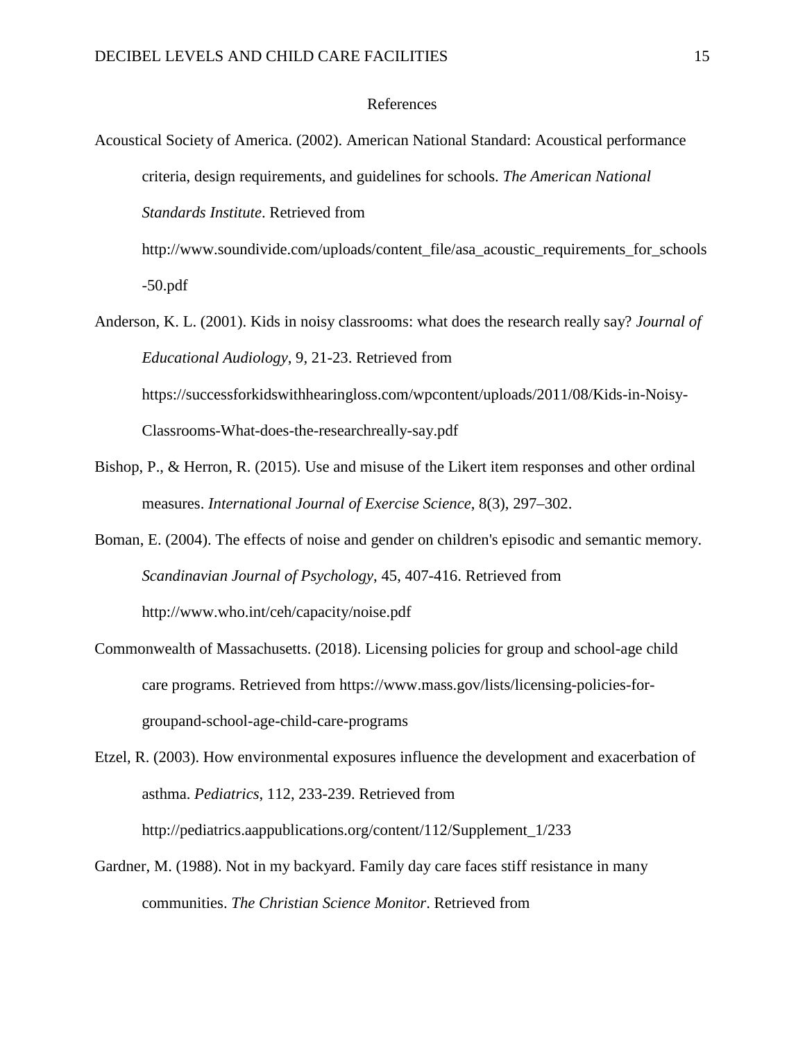# References

Acoustical Society of America. (2002). American National Standard: Acoustical performance criteria, design requirements, and guidelines for schools. *The American National Standards Institute*. Retrieved from http://www.soundivide.com/uploads/content_file/asa_acoustic_requirements_for_schools-50.pdf

Anderson, K. L. (2001). Kids in noisy classrooms: what does the research really say? *Journal of Educational Audiology*, 9, 21-23. Retrieved from https://successforkidswithhearingloss.com/wpcontent/uploads/2011/08/Kids-in-Noisy-Classrooms-What-does-the-researchreally-say.pdf

Bishop, P., & Herron, R. (2015). Use and misuse of the Likert item responses and other ordinal measures. *International Journal of Exercise Science*, 8(3), 297–302.

Boman, E. (2004). The effects of noise and gender on children's episodic and semantic memory. *Scandinavian Journal of Psychology*, 45, 407-416. Retrieved from http://www.who.int/ceh/capacity/noise.pdf

Commonwealth of Massachusetts. (2018). Licensing policies for group and school-age child care programs. Retrieved from https://www.mass.gov/lists/licensing-policies-for-groupand-school-age-child-care-programs

Etzel, R. (2003). How environmental exposures influence the development and exacerbation of asthma. *Pediatrics*, 112, 233-239. Retrieved from http://pediatrics.aappublications.org/content/112/Supplement_1/233

Gardner, M. (1988). Not in my backyard. Family day care faces stiff resistance in many communities. *The Christian Science Monitor*. Retrieved from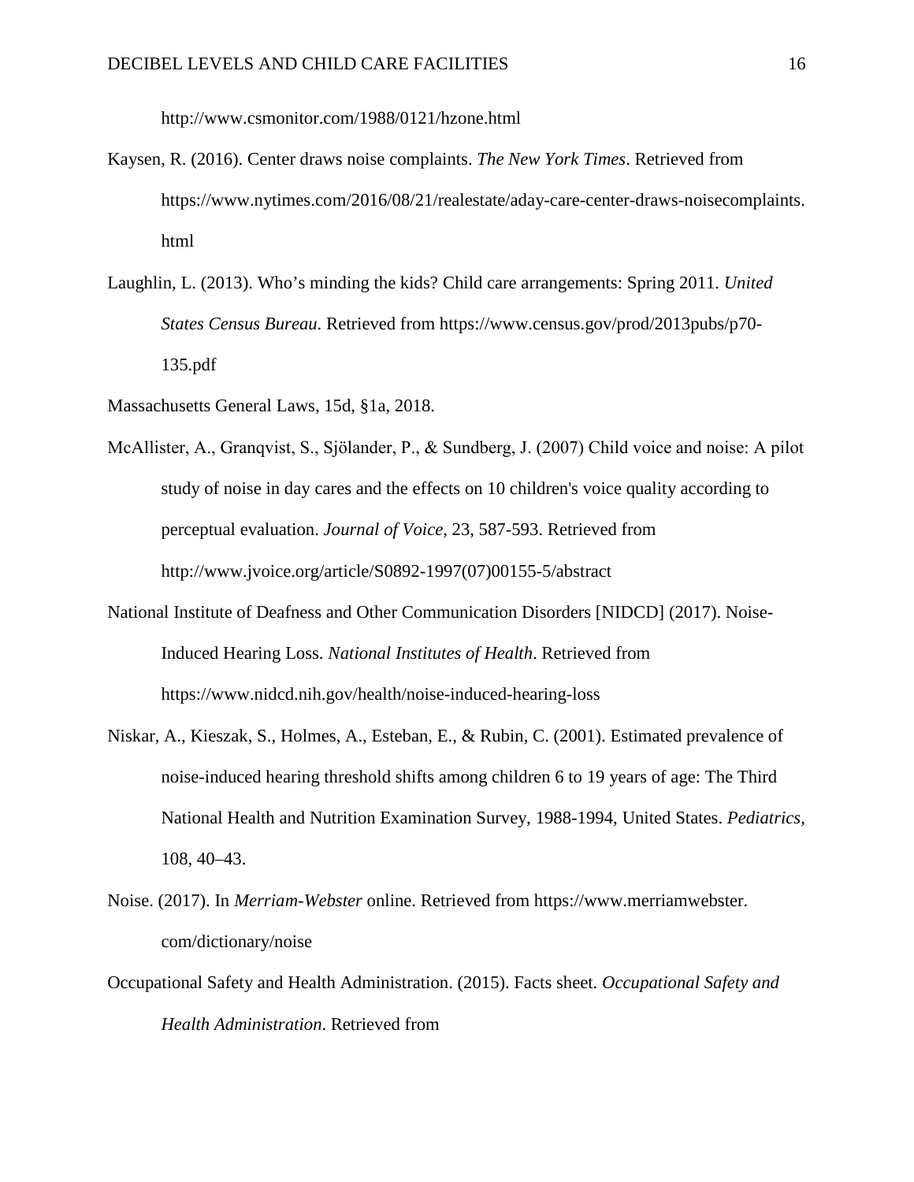http://www.csmonitor.com/1988/0121/hzone.html

Kaysen, R. (2016). Center draws noise complaints. *The New York Times*. Retrieved from https://www.nytimes.com/2016/08/21/realestate/aday-care-center-draws-noisecomplaints.html

Laughlin, L. (2013). Who's minding the kids? Child care arrangements: Spring 2011. *United States Census Bureau*. Retrieved from https://www.census.gov/prod/2013pubs/p70-135.pdf

Massachusetts General Laws, 15d, §1a, 2018.

McAllister, A., Granqvist, S., Sjölander, P., & Sundberg, J. (2007) Child voice and noise: A pilot study of noise in day cares and the effects on 10 children's voice quality according to perceptual evaluation. *Journal of Voice*, 23, 587-593. Retrieved from http://www.jvoice.org/article/S0892-1997(07)00155-5/abstract

National Institute of Deafness and Other Communication Disorders [NIDCD] (2017). Noise-Induced Hearing Loss. *National Institutes of Health*. Retrieved from https://www.nidcd.nih.gov/health/noise-induced-hearing-loss

Niskar, A., Kieszak, S., Holmes, A., Esteban, E., & Rubin, C. (2001). Estimated prevalence of noise-induced hearing threshold shifts among children 6 to 19 years of age: The Third National Health and Nutrition Examination Survey, 1988-1994, United States. *Pediatrics*, 108, 40–43.

Noise. (2017). In *Merriam-Webster* online. Retrieved from https://www.merriamwebster.com/dictionary/noise

Occupational Safety and Health Administration. (2015). Facts sheet. *Occupational Safety and Health Administration*. Retrieved from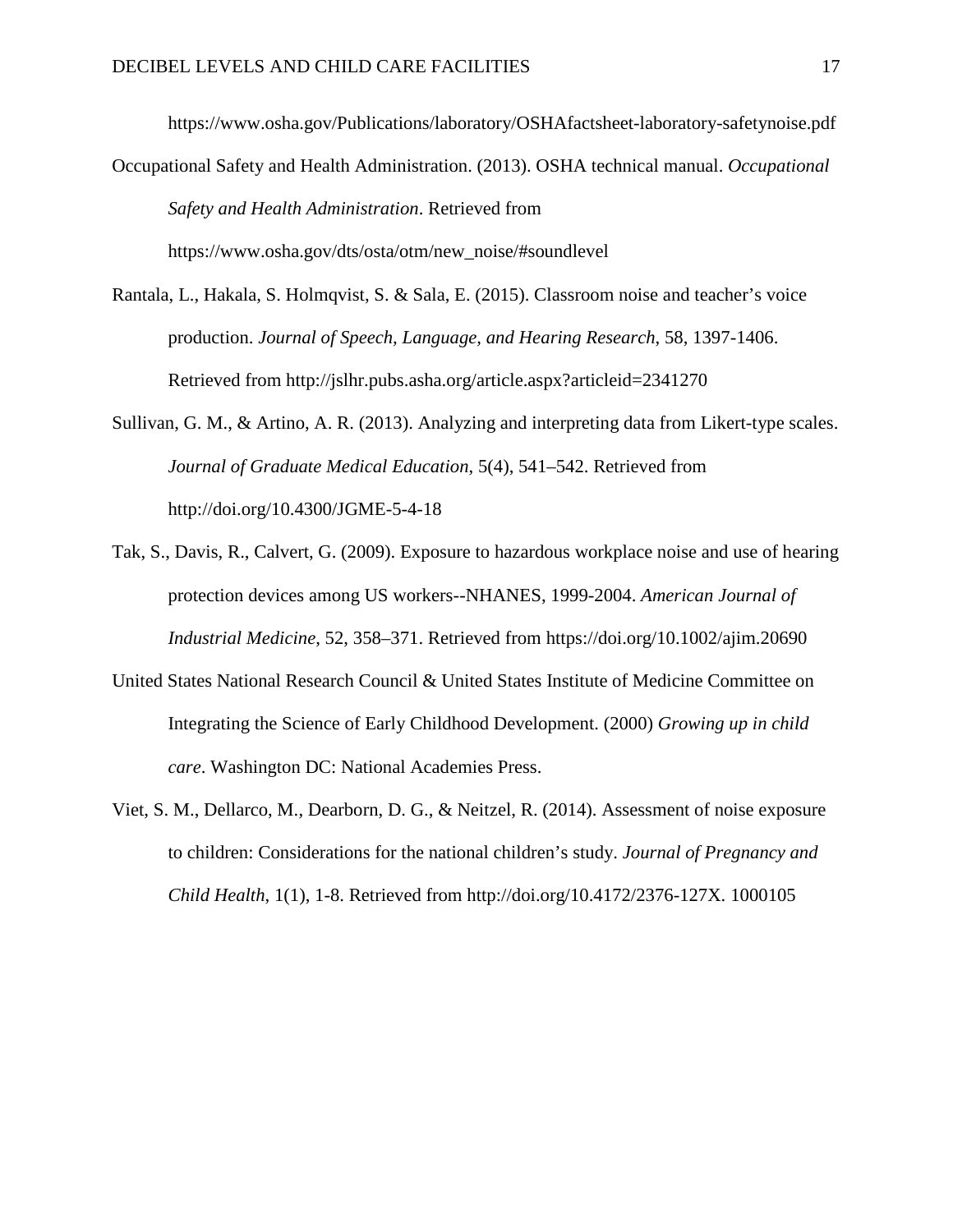https://www.osha.gov/Publications/laboratory/OSHAfactsheet-laboratory-safetynoise.pdf

Occupational Safety and Health Administration. (2013). OSHA technical manual. *Occupational Safety and Health Administration*. Retrieved from https://www.osha.gov/dts/osta/otm/new_noise/#soundlevel

Rantala, L., Hakala, S. Holmqvist, S. & Sala, E. (2015). Classroom noise and teacher's voice production. *Journal of Speech, Language, and Hearing Research*, 58, 1397-1406. Retrieved from http://jslhr.pubs.asha.org/article.aspx?articleid=2341270

Sullivan, G. M., & Artino, A. R. (2013). Analyzing and interpreting data from Likert-type scales. *Journal of Graduate Medical Education*, 5(4), 541–542. Retrieved from http://doi.org/10.4300/JGME-5-4-18

Tak, S., Davis, R., Calvert, G. (2009). Exposure to hazardous workplace noise and use of hearing protection devices among US workers--NHANES, 1999-2004. *American Journal of Industrial Medicine*, 52, 358–371. Retrieved from https://doi.org/10.1002/ajim.20690

United States National Research Council & United States Institute of Medicine Committee on Integrating the Science of Early Childhood Development. (2000) *Growing up in child care*. Washington DC: National Academies Press.

Viet, S. M., Dellarco, M., Dearborn, D. G., & Neitzel, R. (2014). Assessment of noise exposure to children: Considerations for the national children's study. *Journal of Pregnancy and Child Health*, 1(1), 1-8. Retrieved from http://doi.org/10.4172/2376-127X. 1000105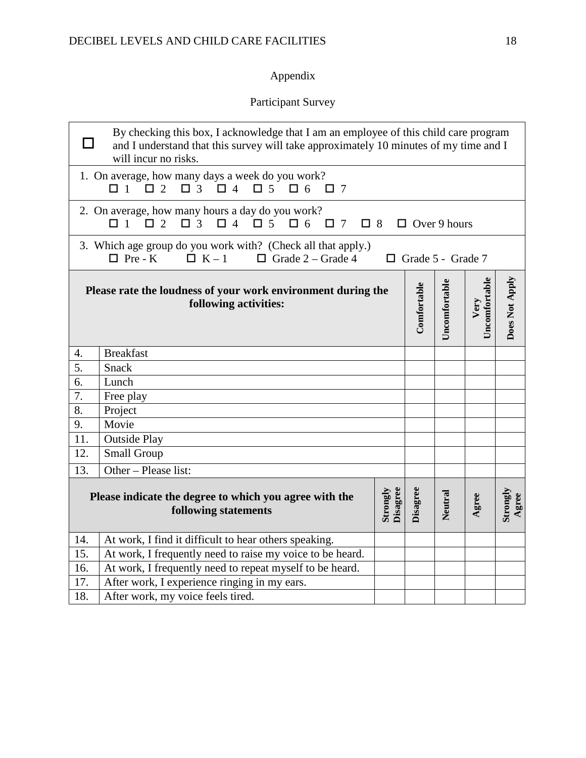Appendix

Participant Survey

☐ By checking this box, I acknowledge that I am an employee of this child care program and I understand that this survey will take approximately 10 minutes of my time and I will incur no risks.

1. On average, how many days a week do you work?
☐ 1 ☐ 2 ☐ 3 ☐ 4 ☐ 5 ☐ 6 ☐ 7

2. On average, how many hours a day do you work?
☐ 1 ☐ 2 ☐ 3 ☐ 4 ☐ 5 ☐ 6 ☐ 7 ☐ 8 ☐ Over 9 hours

3. Which age group do you work with? (Check all that apply.)
☐ Pre - K ☐ K – 1 ☐ Grade 2 – Grade 4 ☐ Grade 5 - Grade 7

| | **Please rate the loudness of your work environment during the following activities:** | **Comfortable** | **Uncomfortable** | **Very Uncomfortable** | **Does Not Apply** |
|---|---|---|---|---|---|
| 4. | Breakfast | | | | |
| 5. | Snack | | | | |
| 6. | Lunch | | | | |
| 7. | Free play | | | | |
| 8. | Project | | | | |
| 9. | Movie | | | | |
| 11. | Outside Play | | | | |
| 12. | Small Group | | | | |
| 13. | Other – Please list: | | | | |

| | **Please indicate the degree to which you agree with the following statements** | **Strongly Disagree** | **Disagree** | **Neutral** | **Agree** | **Strongly Agree** |
|---|---|---|---|---|---|---|
| 14. | At work, I find it difficult to hear others speaking. | | | | | |
| 15. | At work, I frequently need to raise my voice to be heard. | | | | | |
| 16. | At work, I frequently need to repeat myself to be heard. | | | | | |
| 17. | After work, I experience ringing in my ears. | | | | | |
| 18. | After work, my voice feels tired. | | | | | |